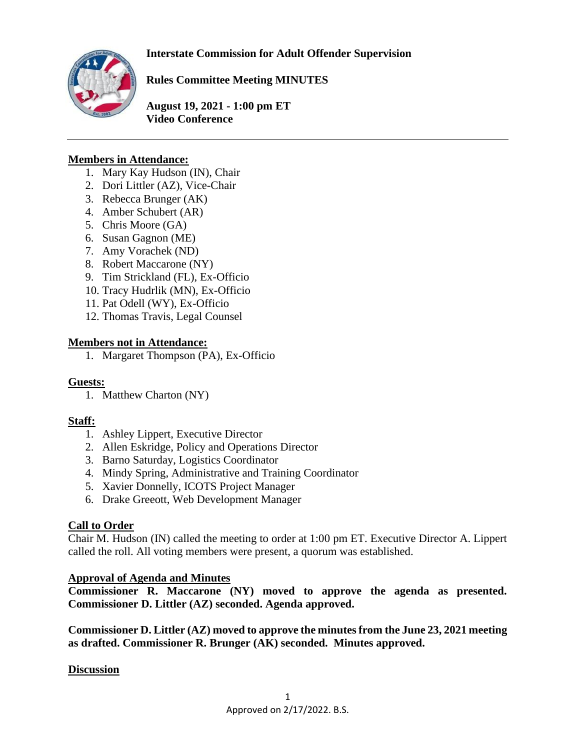**Interstate Commission for Adult Offender Supervision**

**Rules Committee Meeting MINUTES**

**August 19, 2021 - 1:00 pm ET**
**Video Conference**

---

**Members in Attendance:**

1. Mary Kay Hudson (IN), Chair
2. Dori Littler (AZ), Vice-Chair
3. Rebecca Brunger (AK)
4. Amber Schubert (AR)
5. Chris Moore (GA)
6. Susan Gagnon (ME)
7. Amy Vorachek (ND)
8. Robert Maccarone (NY)
9. Tim Strickland (FL), Ex-Officio
10. Tracy Hudrlik (MN), Ex-Officio
11. Pat Odell (WY), Ex-Officio
12. Thomas Travis, Legal Counsel

**Members not in Attendance:**

1. Margaret Thompson (PA), Ex-Officio

**Guests:**

1. Matthew Charton (NY)

**Staff:**

1. Ashley Lippert, Executive Director
2. Allen Eskridge, Policy and Operations Director
3. Barno Saturday, Logistics Coordinator
4. Mindy Spring, Administrative and Training Coordinator
5. Xavier Donnelly, ICOTS Project Manager
6. Drake Greeott, Web Development Manager

**Call to Order**

Chair M. Hudson (IN) called the meeting to order at 1:00 pm ET. Executive Director A. Lippert called the roll. All voting members were present, a quorum was established.

**Approval of Agenda and Minutes**

**Commissioner R. Maccarone (NY) moved to approve the agenda as presented. Commissioner D. Littler (AZ) seconded. Agenda approved.**

**Commissioner D. Littler (AZ) moved to approve the minutes from the June 23, 2021 meeting as drafted. Commissioner R. Brunger (AK) seconded. Minutes approved.**

**Discussion**

Approved on 2/17/2022. B.S.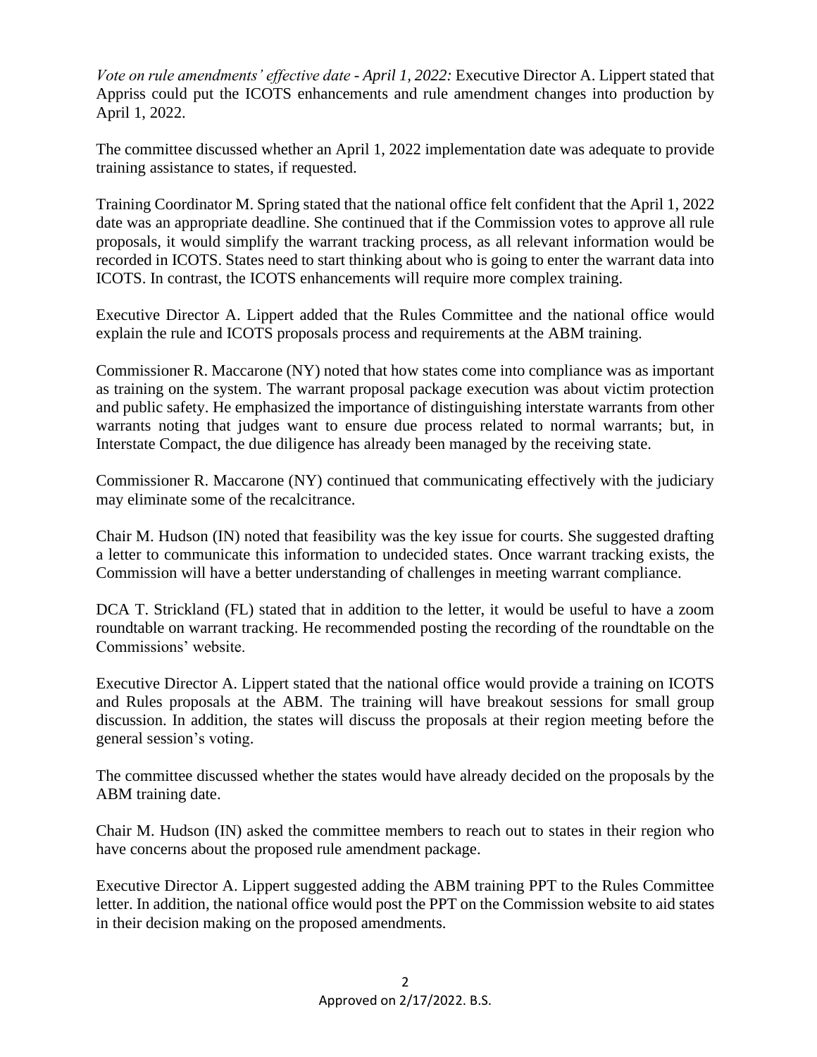*Vote on rule amendments' effective date - April 1, 2022:* Executive Director A. Lippert stated that Appriss could put the ICOTS enhancements and rule amendment changes into production by April 1, 2022.

The committee discussed whether an April 1, 2022 implementation date was adequate to provide training assistance to states, if requested.

Training Coordinator M. Spring stated that the national office felt confident that the April 1, 2022 date was an appropriate deadline. She continued that if the Commission votes to approve all rule proposals, it would simplify the warrant tracking process, as all relevant information would be recorded in ICOTS. States need to start thinking about who is going to enter the warrant data into ICOTS. In contrast, the ICOTS enhancements will require more complex training.

Executive Director A. Lippert added that the Rules Committee and the national office would explain the rule and ICOTS proposals process and requirements at the ABM training.

Commissioner R. Maccarone (NY) noted that how states come into compliance was as important as training on the system. The warrant proposal package execution was about victim protection and public safety. He emphasized the importance of distinguishing interstate warrants from other warrants noting that judges want to ensure due process related to normal warrants; but, in Interstate Compact, the due diligence has already been managed by the receiving state.

Commissioner R. Maccarone (NY) continued that communicating effectively with the judiciary may eliminate some of the recalcitrance.

Chair M. Hudson (IN) noted that feasibility was the key issue for courts. She suggested drafting a letter to communicate this information to undecided states. Once warrant tracking exists, the Commission will have a better understanding of challenges in meeting warrant compliance.

DCA T. Strickland (FL) stated that in addition to the letter, it would be useful to have a zoom roundtable on warrant tracking. He recommended posting the recording of the roundtable on the Commissions' website.

Executive Director A. Lippert stated that the national office would provide a training on ICOTS and Rules proposals at the ABM. The training will have breakout sessions for small group discussion. In addition, the states will discuss the proposals at their region meeting before the general session's voting.

The committee discussed whether the states would have already decided on the proposals by the ABM training date.

Chair M. Hudson (IN) asked the committee members to reach out to states in their region who have concerns about the proposed rule amendment package.

Executive Director A. Lippert suggested adding the ABM training PPT to the Rules Committee letter. In addition, the national office would post the PPT on the Commission website to aid states in their decision making on the proposed amendments.

Approved on 2/17/2022. B.S.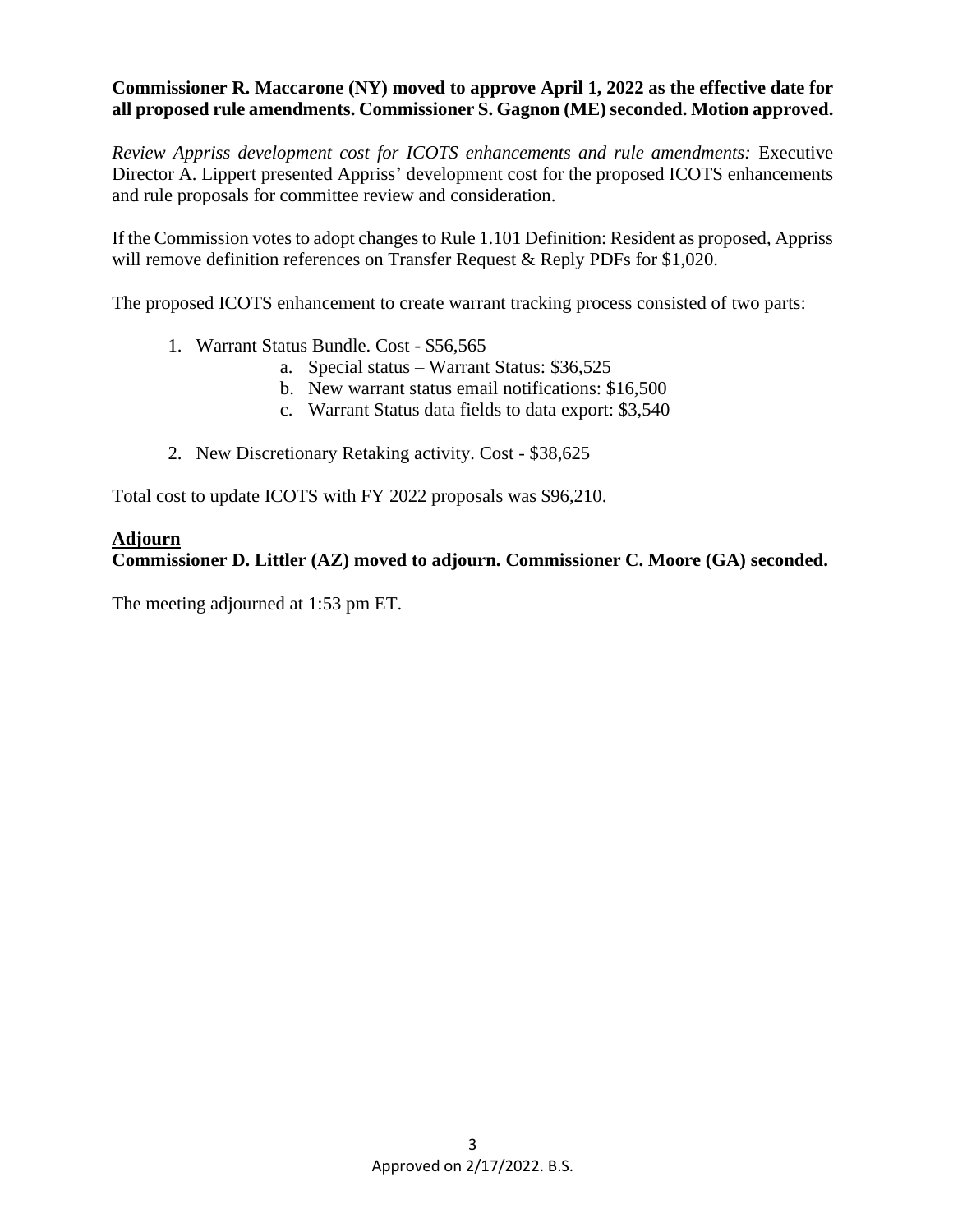**Commissioner R. Maccarone (NY) moved to approve April 1, 2022 as the effective date for all proposed rule amendments. Commissioner S. Gagnon (ME) seconded. Motion approved.**

*Review Appriss development cost for ICOTS enhancements and rule amendments:* Executive Director A. Lippert presented Appriss' development cost for the proposed ICOTS enhancements and rule proposals for committee review and consideration.

If the Commission votes to adopt changes to Rule 1.101 Definition: Resident as proposed, Appriss will remove definition references on Transfer Request & Reply PDFs for $1,020.

The proposed ICOTS enhancement to create warrant tracking process consisted of two parts:

1. Warrant Status Bundle. Cost - $56,565
   a. Special status – Warrant Status: $36,525
   b. New warrant status email notifications: $16,500
   c. Warrant Status data fields to data export: $3,540

2. New Discretionary Retaking activity. Cost - $38,625

Total cost to update ICOTS with FY 2022 proposals was $96,210.

## Adjourn

**Commissioner D. Littler (AZ) moved to adjourn. Commissioner C. Moore (GA) seconded.**

The meeting adjourned at 1:53 pm ET.

Approved on 2/17/2022. B.S.